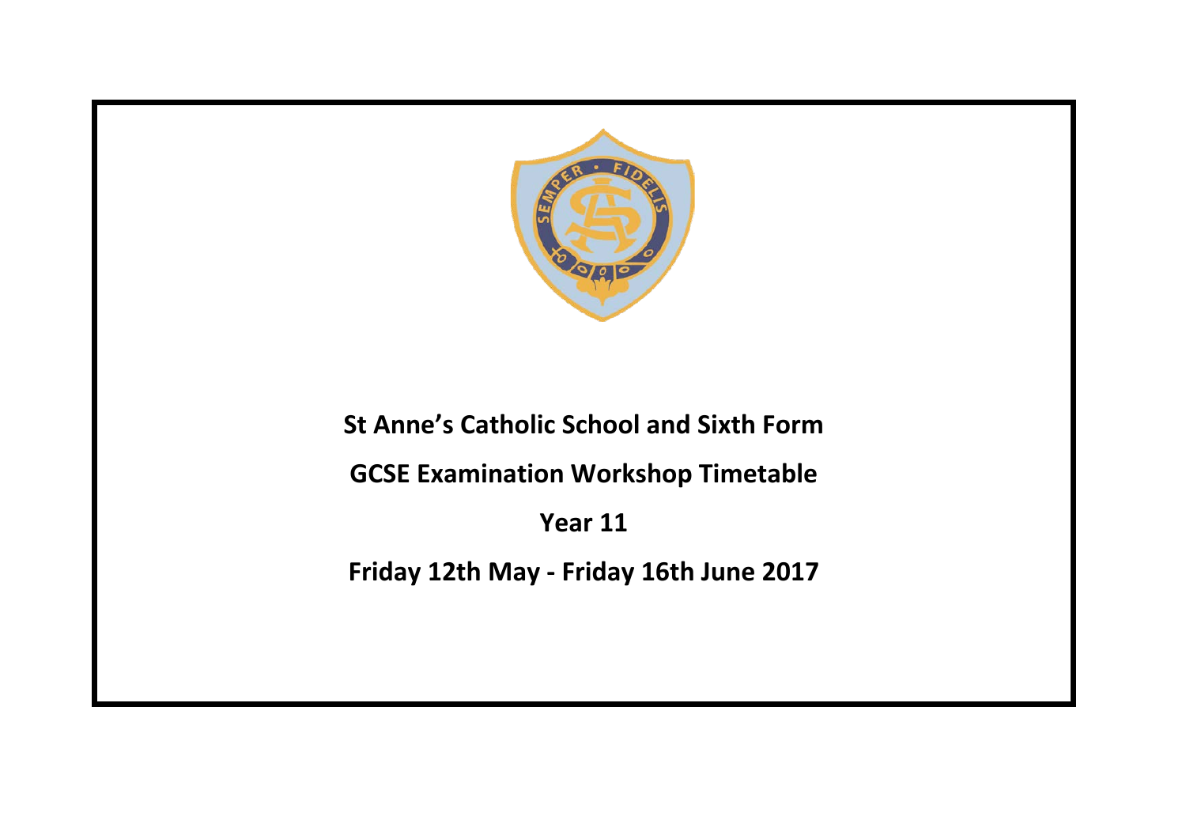# St Anne's Catholic School and Sixth Form

## GCSE Examination Workshop Timetable

## Year 11

## Friday 12th May - Friday 16th June 2017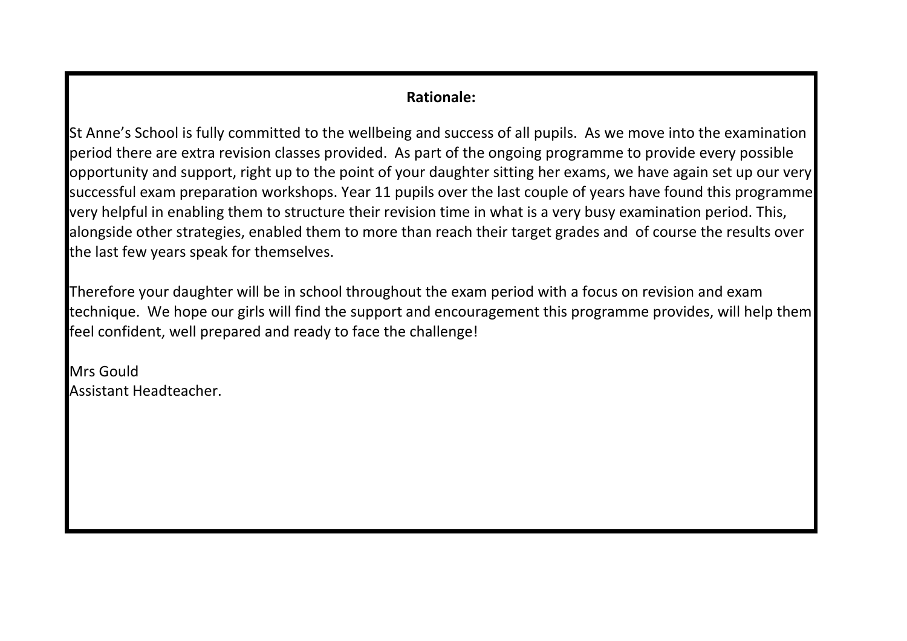**Rationale:**

St Anne's School is fully committed to the wellbeing and success of all pupils. As we move into the examination period there are extra revision classes provided. As part of the ongoing programme to provide every possible opportunity and support, right up to the point of your daughter sitting her exams, we have again set up our very successful exam preparation workshops. Year 11 pupils over the last couple of years have found this programme very helpful in enabling them to structure their revision time in what is a very busy examination period. This, alongside other strategies, enabled them to more than reach their target grades and of course the results over the last few years speak for themselves.

Therefore your daughter will be in school throughout the exam period with a focus on revision and exam technique. We hope our girls will find the support and encouragement this programme provides, will help them feel confident, well prepared and ready to face the challenge!

Mrs Gould
Assistant Headteacher.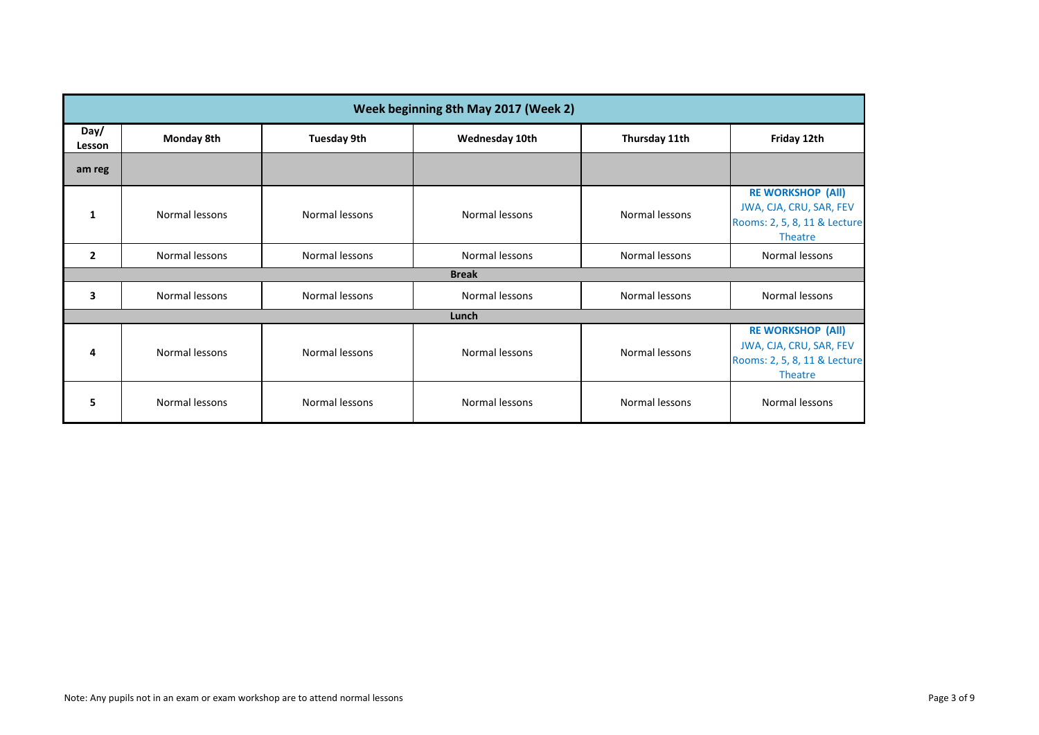| Week beginning 8th May 2017 (Week 2) | | | | | |
|---|---|---|---|---|---|
| **Day/ Lesson** | **Monday 8th** | **Tuesday 9th** | **Wednesday 10th** | **Thursday 11th** | **Friday 12th** |
| **am reg** | | | | | |
| **1** | Normal lessons | Normal lessons | Normal lessons | Normal lessons | **RE WORKSHOP (All)** JWA, CJA, CRU, SAR, FEV Rooms: 2, 5, 8, 11 & Lecture Theatre |
| **2** | Normal lessons | Normal lessons | Normal lessons | Normal lessons | Normal lessons |
| **Break** | | | | | |
| **3** | Normal lessons | Normal lessons | Normal lessons | Normal lessons | Normal lessons |
| **Lunch** | | | | | |
| **4** | Normal lessons | Normal lessons | Normal lessons | Normal lessons | **RE WORKSHOP (All)** JWA, CJA, CRU, SAR, FEV Rooms: 2, 5, 8, 11 & Lecture Theatre |
| **5** | Normal lessons | Normal lessons | Normal lessons | Normal lessons | Normal lessons |

Note: Any pupils not in an exam or exam workshop are to attend normal lessons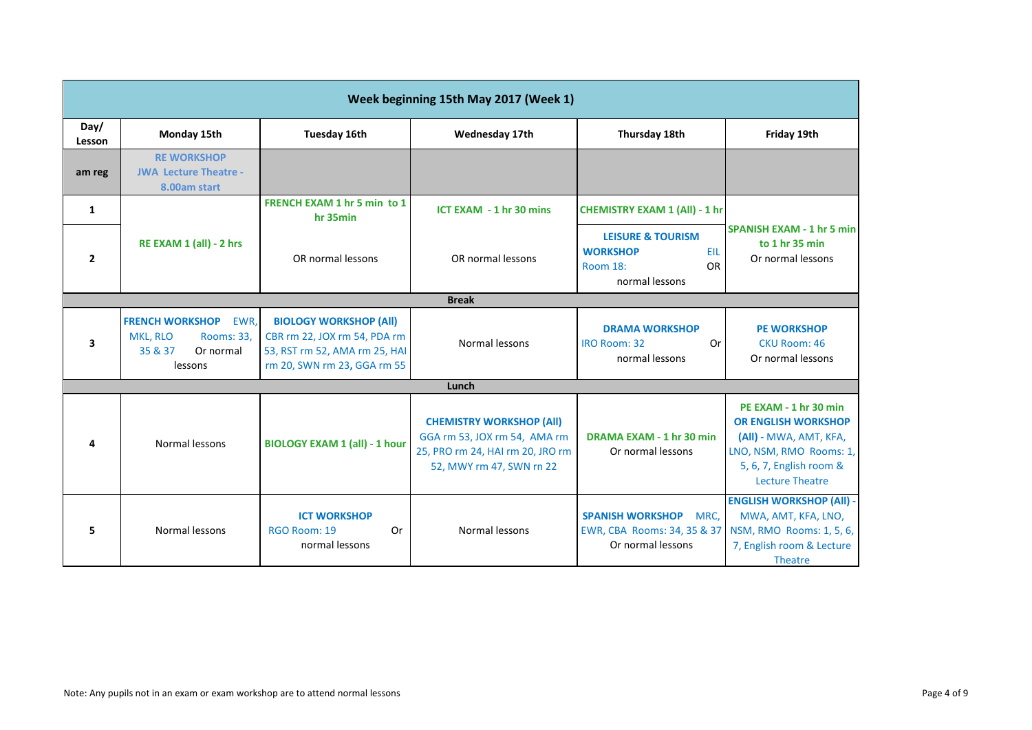| Week beginning 15th May 2017 (Week 1) | | | | | |
|---|---|---|---|---|---|
| **Day/ Lesson** | **Monday 15th** | **Tuesday 16th** | **Wednesday 17th** | **Thursday 18th** | **Friday 19th** |
| **am reg** | **RE WORKSHOP** JWA Lecture Theatre - 8.00am start | | | | |
| **1** | **RE EXAM 1 (all) - 2 hrs** | **FRENCH EXAM 1 hr 5 min to 1 hr 35min** OR normal lessons | **ICT EXAM - 1 hr 30 mins** OR normal lessons | **CHEMISTRY EXAM 1 (All) - 1 hr** | **SPANISH EXAM - 1 hr 5 min to 1 hr 35 min** Or normal lessons |
| **2** | | | | **LEISURE & TOURISM WORKSHOP** EIL Room 18: OR normal lessons | |
| **Break** | | | | | |
| **3** | **FRENCH WORKSHOP** EWR, MKL, RLO Rooms: 33, 35 & 37 Or normal lessons | **BIOLOGY WORKSHOP (All)** CBR rm 22, JOX rm 54, PDA rm 53, RST rm 52, AMA rm 25, HAI rm 20, SWN rm 23, GGA rm 55 | Normal lessons | **DRAMA WORKSHOP** IRO Room: 32 Or normal lessons | **PE WORKSHOP** CKU Room: 46 Or normal lessons |
| **Lunch** | | | | | |
| **4** | Normal lessons | **BIOLOGY EXAM 1 (all) - 1 hour** | **CHEMISTRY WORKSHOP (All)** GGA rm 53, JOX rm 54, AMA rm 25, PRO rm 24, HAI rm 20, JRO rm 52, MWY rm 47, SWN rn 22 | **DRAMA EXAM - 1 hr 30 min** Or normal lessons | **PE EXAM - 1 hr 30 min OR ENGLISH WORKSHOP (All) -** MWA, AMT, KFA, LNO, NSM, RMO Rooms: 1, 5, 6, 7, English room & Lecture Theatre |
| **5** | Normal lessons | **ICT WORKSHOP** RGO Room: 19 Or normal lessons | Normal lessons | **SPANISH WORKSHOP** MRC, EWR, CBA Rooms: 34, 35 & 37 Or normal lessons | **ENGLISH WORKSHOP (All) -** MWA, AMT, KFA, LNO, NSM, RMO Rooms: 1, 5, 6, 7, English room & Lecture Theatre |

Note: Any pupils not in an exam or exam workshop are to attend normal lessons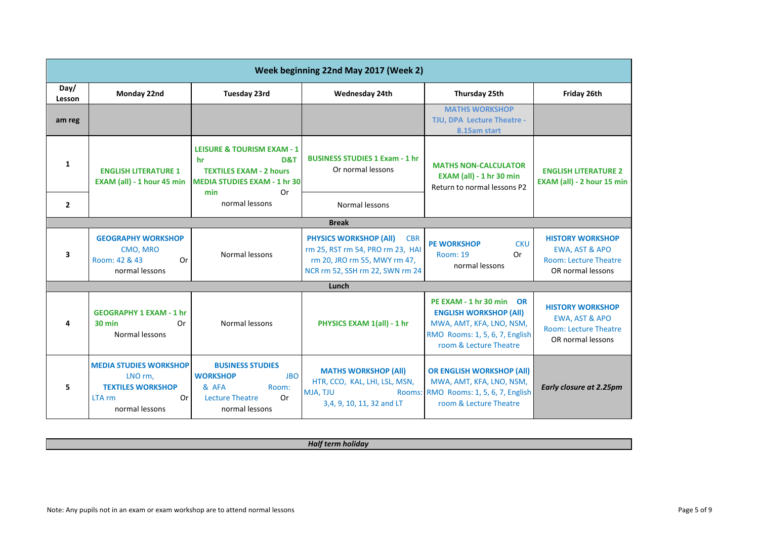| Week beginning 22nd May 2017 (Week 2) | | | | | |
|---|---|---|---|---|---|
| **Day/ Lesson** | **Monday 22nd** | **Tuesday 23rd** | **Wednesday 24th** | **Thursday 25th** | **Friday 26th** |
| **am reg** | | | | **MATHS WORKSHOP** TJU, DPA Lecture Theatre - 8.15am start | |
| **1** | **ENGLISH LITERATURE 1 EXAM (all) - 1 hour 45 min** | **LEISURE & TOURISM EXAM - 1 hr** **D&T TEXTILES EXAM - 2 hours** **MEDIA STUDIES EXAM - 1 hr 30 min** Or normal lessons | **BUSINESS STUDIES 1 Exam - 1 hr** Or normal lessons | **MATHS NON-CALCULATOR EXAM (all) - 1 hr 30 min** Return to normal lessons P2 | **ENGLISH LITERATURE 2 EXAM (all) - 2 hour 15 min** |
| **2** | | | Normal lessons | | |
| **Break** | | | | | |
| **3** | **GEOGRAPHY WORKSHOP** CMO, MRO Room: 42 & 43 Or normal lessons | Normal lessons | **PHYSICS WORKSHOP (All)** CBR rm 25, RST rm 54, PRO rm 23, HAI rm 20, JRO rm 55, MWY rm 47, NCR rm 52, SSH rm 22, SWN rm 24 | **PE WORKSHOP** CKU Room: 19 Or normal lessons | **HISTORY WORKSHOP** EWA, AST & APO Room: Lecture Theatre OR normal lessons |
| **Lunch** | | | | | |
| **4** | **GEOGRAPHY 1 EXAM - 1 hr 30 min** Or Normal lessons | Normal lessons | **PHYSICS EXAM 1(all) - 1 hr** | **PE EXAM - 1 hr 30 min OR ENGLISH WORKSHOP (All)** MWA, AMT, KFA, LNO, NSM, RMO Rooms: 1, 5, 6, 7, English room & Lecture Theatre | **HISTORY WORKSHOP** EWA, AST & APO Room: Lecture Theatre OR normal lessons |
| **5** | **MEDIA STUDIES WORKSHOP** LNO rm, **TEXTILES WORKSHOP** LTA rm Or normal lessons | **BUSINESS STUDIES WORKSHOP** JBO & AFA Room: Lecture Theatre Or normal lessons | **MATHS WORKSHOP (All)** HTR, CCO, KAL, LHI, LSL, MSN, MJA, TJU Rooms: 3,4, 9, 10, 11, 32 and LT | **OR ENGLISH WORKSHOP (All)** MWA, AMT, KFA, LNO, NSM, RMO Rooms: 1, 5, 6, 7, English room & Lecture Theatre | *Early closure at 2.25pm* |

| *Half term holiday* |
|---|

Note: Any pupils not in an exam or exam workshop are to attend normal lessons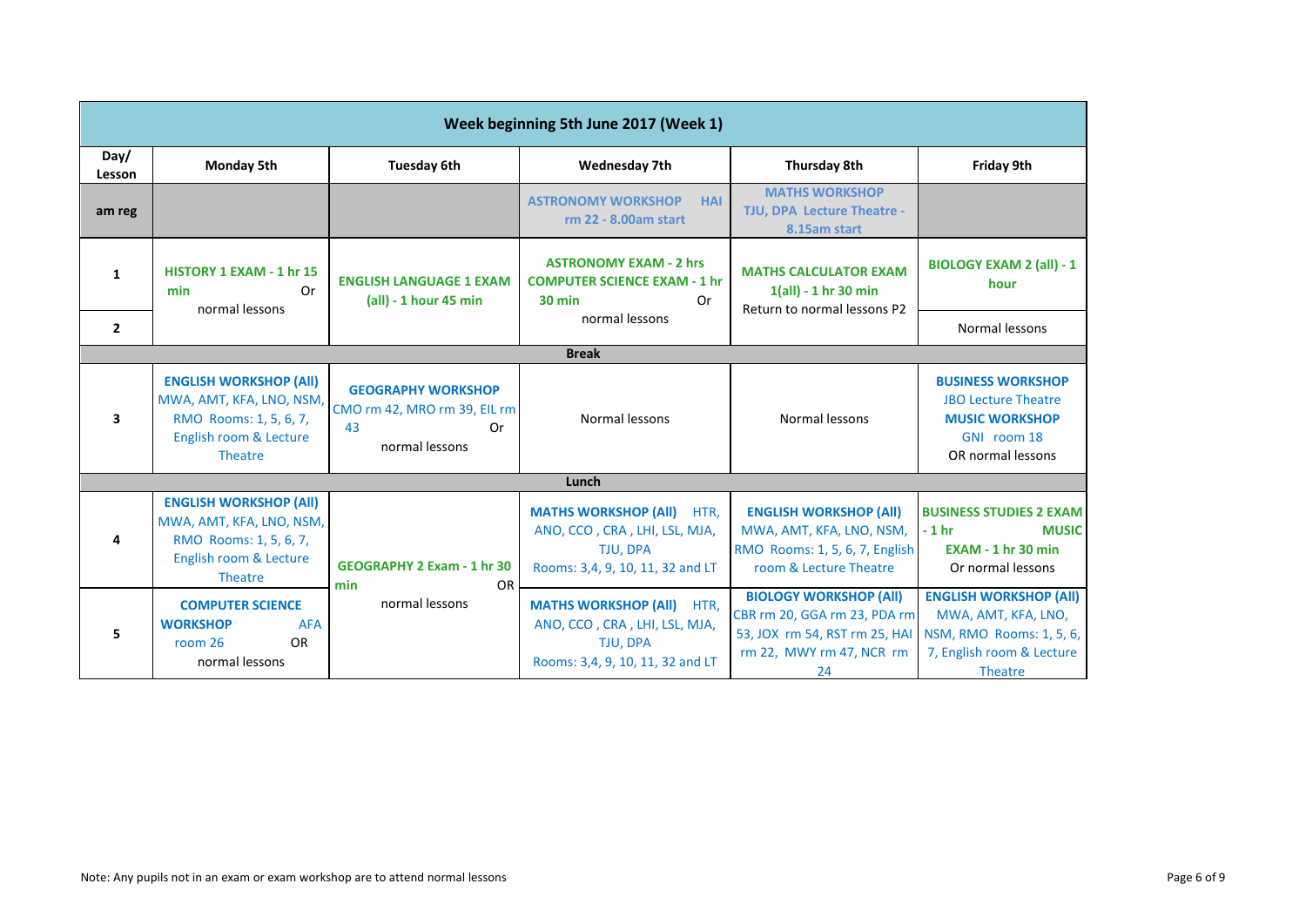| Week beginning 5th June 2017 (Week 1) | | | | | |
|---|---|---|---|---|---|
| **Day/ Lesson** | **Monday 5th** | **Tuesday 6th** | **Wednesday 7th** | **Thursday 8th** | **Friday 9th** |
| **am reg** | | | **ASTRONOMY WORKSHOP HAI rm 22 - 8.00am start** | **MATHS WORKSHOP TJU, DPA Lecture Theatre - 8.15am start** | |
| **1** | **HISTORY 1 EXAM - 1 hr 15 min** Or normal lessons | **ENGLISH LANGUAGE 1 EXAM (all) - 1 hour 45 min** | **ASTRONOMY EXAM - 2 hrs** **COMPUTER SCIENCE EXAM - 1 hr 30 min** Or normal lessons | **MATHS CALCULATOR EXAM 1(all) - 1 hr 30 min** Return to normal lessons P2 | **BIOLOGY EXAM 2 (all) - 1 hour** |
| **2** | | | | | Normal lessons |
| **Break** | | | | | |
| **3** | **ENGLISH WORKSHOP (All)** MWA, AMT, KFA, LNO, NSM, RMO Rooms: 1, 5, 6, 7, English room & Lecture Theatre | **GEOGRAPHY WORKSHOP** CMO rm 42, MRO rm 39, EIL rm 43 Or normal lessons | Normal lessons | Normal lessons | **BUSINESS WORKSHOP** JBO Lecture Theatre **MUSIC WORKSHOP** GNI room 18 OR normal lessons |
| **Lunch** | | | | | |
| **4** | **ENGLISH WORKSHOP (All)** MWA, AMT, KFA, LNO, NSM, RMO Rooms: 1, 5, 6, 7, English room & Lecture Theatre | **GEOGRAPHY 2 Exam - 1 hr 30 min** OR normal lessons | **MATHS WORKSHOP (All)** HTR, ANO, CCO , CRA , LHI, LSL, MJA, TJU, DPA Rooms: 3,4, 9, 10, 11, 32 and LT | **ENGLISH WORKSHOP (All)** MWA, AMT, KFA, LNO, NSM, RMO Rooms: 1, 5, 6, 7, English room & Lecture Theatre | **BUSINESS STUDIES 2 EXAM - 1 hr** **MUSIC EXAM - 1 hr 30 min** Or normal lessons |
| **5** | **COMPUTER SCIENCE WORKSHOP** AFA room 26 OR normal lessons | | **MATHS WORKSHOP (All)** HTR, ANO, CCO , CRA , LHI, LSL, MJA, TJU, DPA Rooms: 3,4, 9, 10, 11, 32 and LT | **BIOLOGY WORKSHOP (All)** CBR rm 20, GGA rm 23, PDA rm 53, JOX rm 54, RST rm 25, HAI rm 22, MWY rm 47, NCR rm 24 | **ENGLISH WORKSHOP (All)** MWA, AMT, KFA, LNO, NSM, RMO Rooms: 1, 5, 6, 7, English room & Lecture Theatre |

Note: Any pupils not in an exam or exam workshop are to attend normal lessons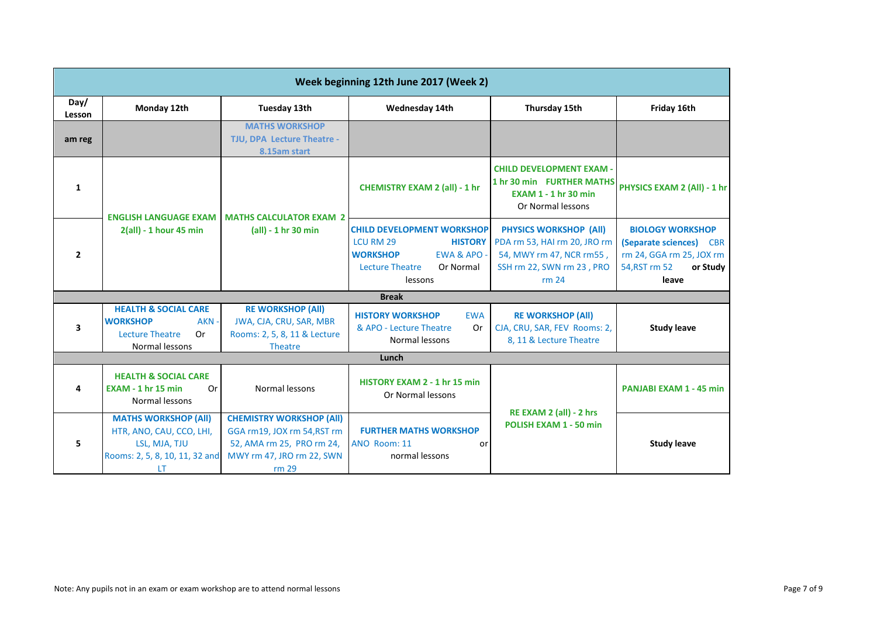| Week beginning 12th June 2017 (Week 2) | | | | | |
|---|---|---|---|---|---|
| Day/ Lesson | Monday 12th | Tuesday 13th | Wednesday 14th | Thursday 15th | Friday 16th |
| am reg | | MATHS WORKSHOP TJU, DPA Lecture Theatre - 8.15am start | | | |
| 1 | ENGLISH LANGUAGE EXAM 2(all) - 1 hour 45 min | MATHS CALCULATOR EXAM 2 (all) - 1 hr 30 min | CHEMISTRY EXAM 2 (all) - 1 hr | CHILD DEVELOPMENT EXAM - 1 hr 30 min FURTHER MATHS EXAM 1 - 1 hr 30 min Or Normal lessons | PHYSICS EXAM 2 (All) - 1 hr |
| 2 | | | CHILD DEVELOPMENT WORKSHOP LCU RM 29 HISTORY WORKSHOP EWA & APO - Lecture Theatre Or Normal lessons | PHYSICS WORKSHOP (All) PDA rm 53, HAI rm 20, JRO rm 54, MWY rm 47, NCR rm55 , SSH rm 22, SWN rm 23 , PRO rm 24 | BIOLOGY WORKSHOP (Separate sciences) CBR rm 24, GGA rm 25, JOX rm 54,RST rm 52 or Study leave |
| Break | | | | | |
| 3 | HEALTH & SOCIAL CARE WORKSHOP AKN - Lecture Theatre Or Normal lessons | RE WORKSHOP (All) JWA, CJA, CRU, SAR, MBR Rooms: 2, 5, 8, 11 & Lecture Theatre | HISTORY WORKSHOP EWA & APO - Lecture Theatre Or Normal lessons | RE WORKSHOP (All) CJA, CRU, SAR, FEV Rooms: 2, 8, 11 & Lecture Theatre | Study leave |
| Lunch | | | | | |
| 4 | HEALTH & SOCIAL CARE EXAM - 1 hr 15 min Or Normal lessons | Normal lessons | HISTORY EXAM 2 - 1 hr 15 min Or Normal lessons | RE EXAM 2 (all) - 2 hrs POLISH EXAM 1 - 50 min | PANJABI EXAM 1 - 45 min |
| 5 | MATHS WORKSHOP (All) HTR, ANO, CAU, CCO, LHI, LSL, MJA, TJU Rooms: 2, 5, 8, 10, 11, 32 and LT | CHEMISTRY WORKSHOP (All) GGA rm19, JOX rm 54,RST rm 52, AMA rm 25, PRO rm 24, MWY rm 47, JRO rm 22, SWN rm 29 | FURTHER MATHS WORKSHOP ANO Room: 11 or normal lessons | | Study leave |

Note: Any pupils not in an exam or exam workshop are to attend normal lessons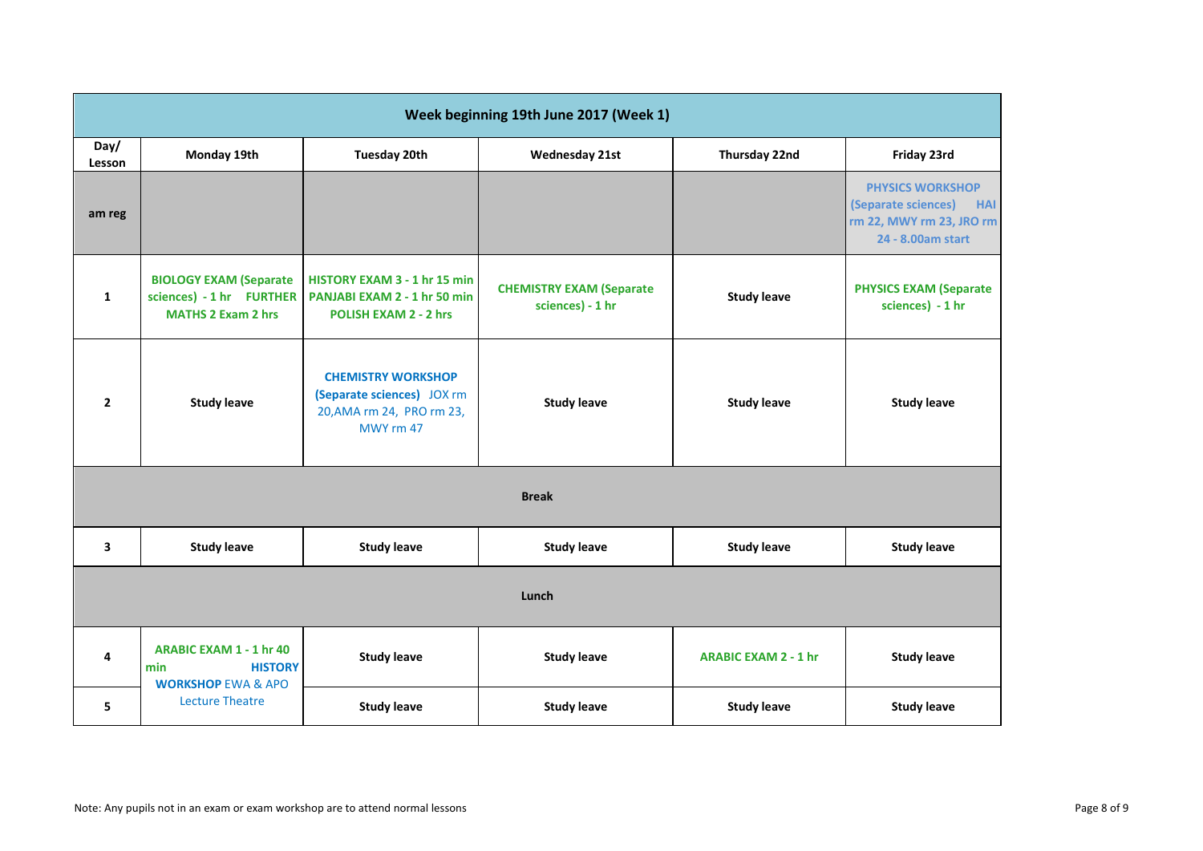| Week beginning 19th June 2017 (Week 1) | | | | | |
|---|---|---|---|---|---|
| **Day/ Lesson** | **Monday 19th** | **Tuesday 20th** | **Wednesday 21st** | **Thursday 22nd** | **Friday 23rd** |
| **am reg** | | | | | **PHYSICS WORKSHOP (Separate sciences) HAI rm 22, MWY rm 23, JRO rm 24 - 8.00am start** |
| **1** | **BIOLOGY EXAM (Separate sciences) - 1 hr FURTHER MATHS 2 Exam 2 hrs** | **HISTORY EXAM 3 - 1 hr 15 min PANJABI EXAM 2 - 1 hr 50 min POLISH EXAM 2 - 2 hrs** | **CHEMISTRY EXAM (Separate sciences) - 1 hr** | **Study leave** | **PHYSICS EXAM (Separate sciences) - 1 hr** |
| **2** | **Study leave** | **CHEMISTRY WORKSHOP (Separate sciences)** JOX rm 20,AMA rm 24, PRO rm 23, MWY rm 47 | **Study leave** | **Study leave** | **Study leave** |
| **Break** | | | | | |
| **3** | **Study leave** | **Study leave** | **Study leave** | **Study leave** | **Study leave** |
| **Lunch** | | | | | |
| **4** | **ARABIC EXAM 1 - 1 hr 40 min HISTORY WORKSHOP** EWA & APO Lecture Theatre | **Study leave** | **Study leave** | **ARABIC EXAM 2 - 1 hr** | **Study leave** |
| **5** | | **Study leave** | **Study leave** | **Study leave** | **Study leave** |

Note: Any pupils not in an exam or exam workshop are to attend normal lessons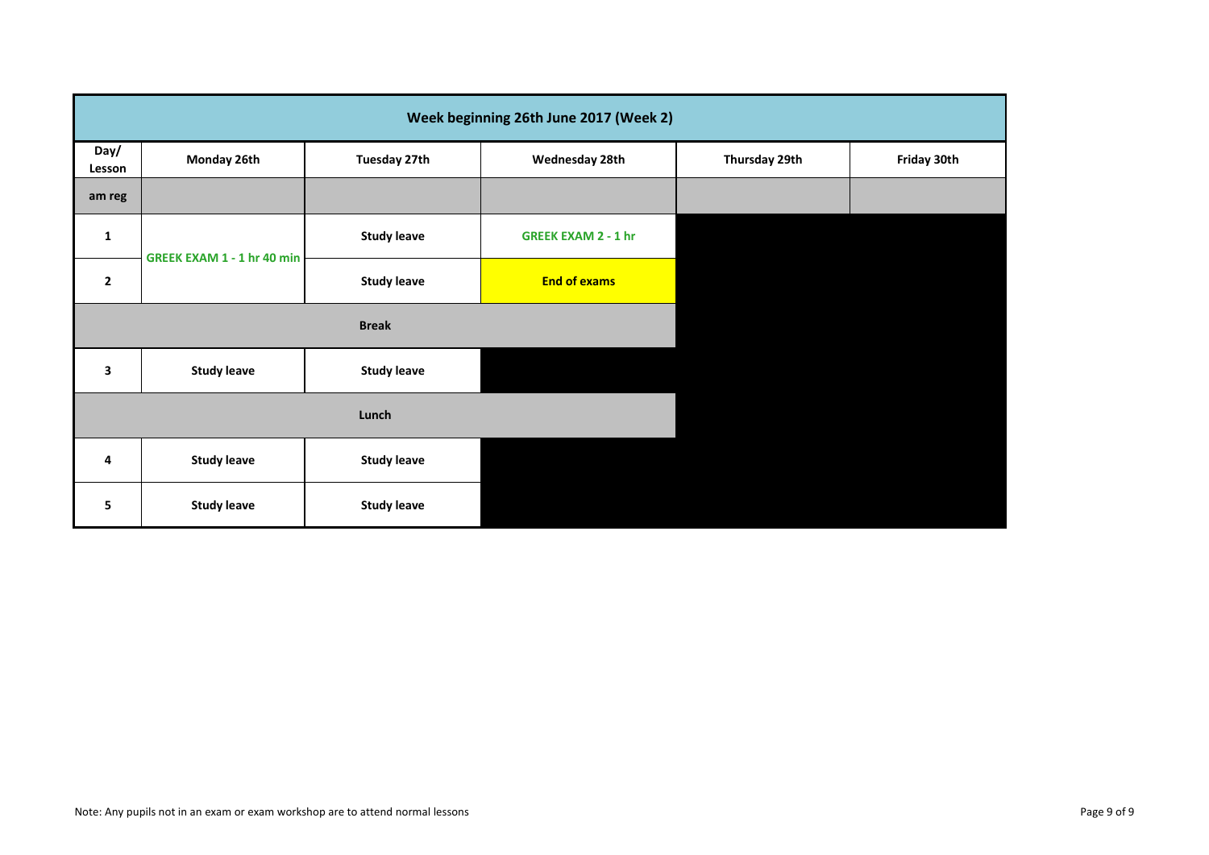| Week beginning 26th June 2017 (Week 2) | | | | | |
|---|---|---|---|---|---|
| **Day/ Lesson** | **Monday 26th** | **Tuesday 27th** | **Wednesday 28th** | **Thursday 29th** | **Friday 30th** |
| **am reg** | | | | | |
| **1** | **GREEK EXAM 1 - 1 hr 40 min** | **Study leave** | **GREEK EXAM 2 - 1 hr** | | |
| **2** | | **Study leave** | **End of exams** | | |
| **Break** | | | | | |
| **3** | **Study leave** | **Study leave** | | | |
| **Lunch** | | | | | |
| **4** | **Study leave** | **Study leave** | | | |
| **5** | **Study leave** | **Study leave** | | | |

Note: Any pupils not in an exam or exam workshop are to attend normal lessons